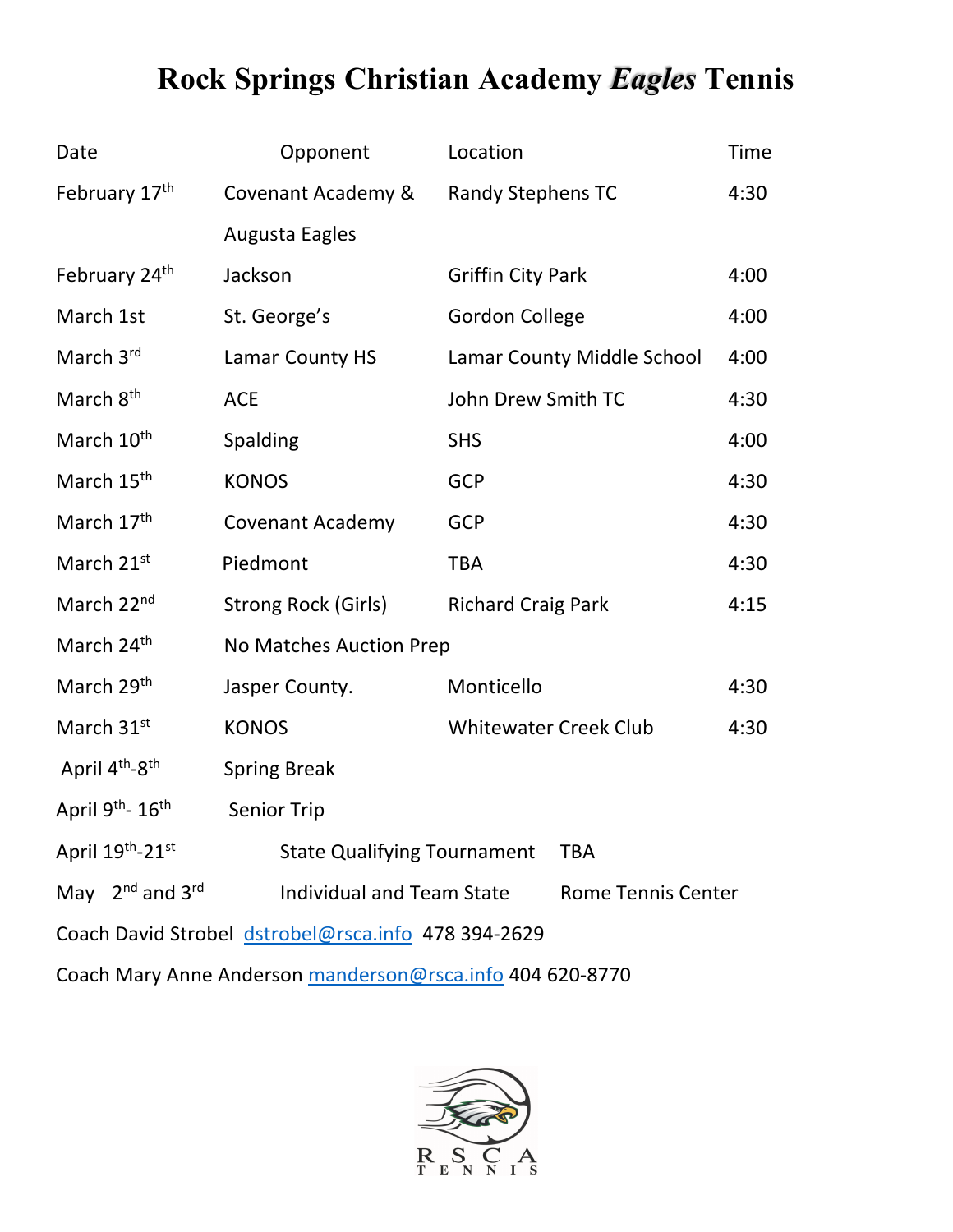# Rock Springs Christian Academy ***Eagles*** Tennis

| Date | Opponent | Location | Time |
|---|---|---|---|
| February 17th | Covenant Academy & Augusta Eagles | Randy Stephens TC | 4:30 |
| February 24th | Jackson | Griffin City Park | 4:00 |
| March 1st | St. George's | Gordon College | 4:00 |
| March 3rd | Lamar County HS | Lamar County Middle School | 4:00 |
| March 8th | ACE | John Drew Smith TC | 4:30 |
| March 10th | Spalding | SHS | 4:00 |
| March 15th | KONOS | GCP | 4:30 |
| March 17th | Covenant Academy | GCP | 4:30 |
| March 21st | Piedmont | TBA | 4:30 |
| March 22nd | Strong Rock (Girls) | Richard Craig Park | 4:15 |
| March 24th | No Matches Auction Prep | | |
| March 29th | Jasper County. | Monticello | 4:30 |
| March 31st | KONOS | Whitewater Creek Club | 4:30 |
| April 4th-8th | Spring Break | | |
| April 9th- 16th | Senior Trip | | |
| April 19th-21st | State Qualifying Tournament | TBA | |
| May 2nd and 3rd | Individual and Team State | Rome Tennis Center | |

Coach David Strobel dstrobel@rsca.info 478 394-2629

Coach Mary Anne Anderson manderson@rsca.info 404 620-8770

RSCA TENNIS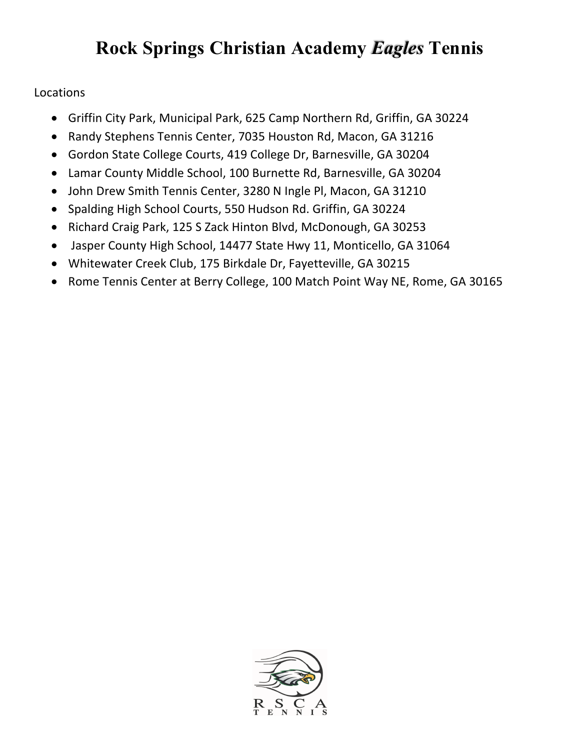# Rock Springs Christian Academy *Eagles* Tennis

Locations

- Griffin City Park, Municipal Park, 625 Camp Northern Rd, Griffin, GA 30224
- Randy Stephens Tennis Center, 7035 Houston Rd, Macon, GA 31216
- Gordon State College Courts, 419 College Dr, Barnesville, GA 30204
- Lamar County Middle School, 100 Burnette Rd, Barnesville, GA 30204
- John Drew Smith Tennis Center, 3280 N Ingle Pl, Macon, GA 31210
- Spalding High School Courts, 550 Hudson Rd. Griffin, GA 30224
- Richard Craig Park, 125 S Zack Hinton Blvd, McDonough, GA 30253
- Jasper County High School, 14477 State Hwy 11, Monticello, GA 31064
- Whitewater Creek Club, 175 Birkdale Dr, Fayetteville, GA 30215
- Rome Tennis Center at Berry College, 100 Match Point Way NE, Rome, GA 30165

RSCA
TENNIS